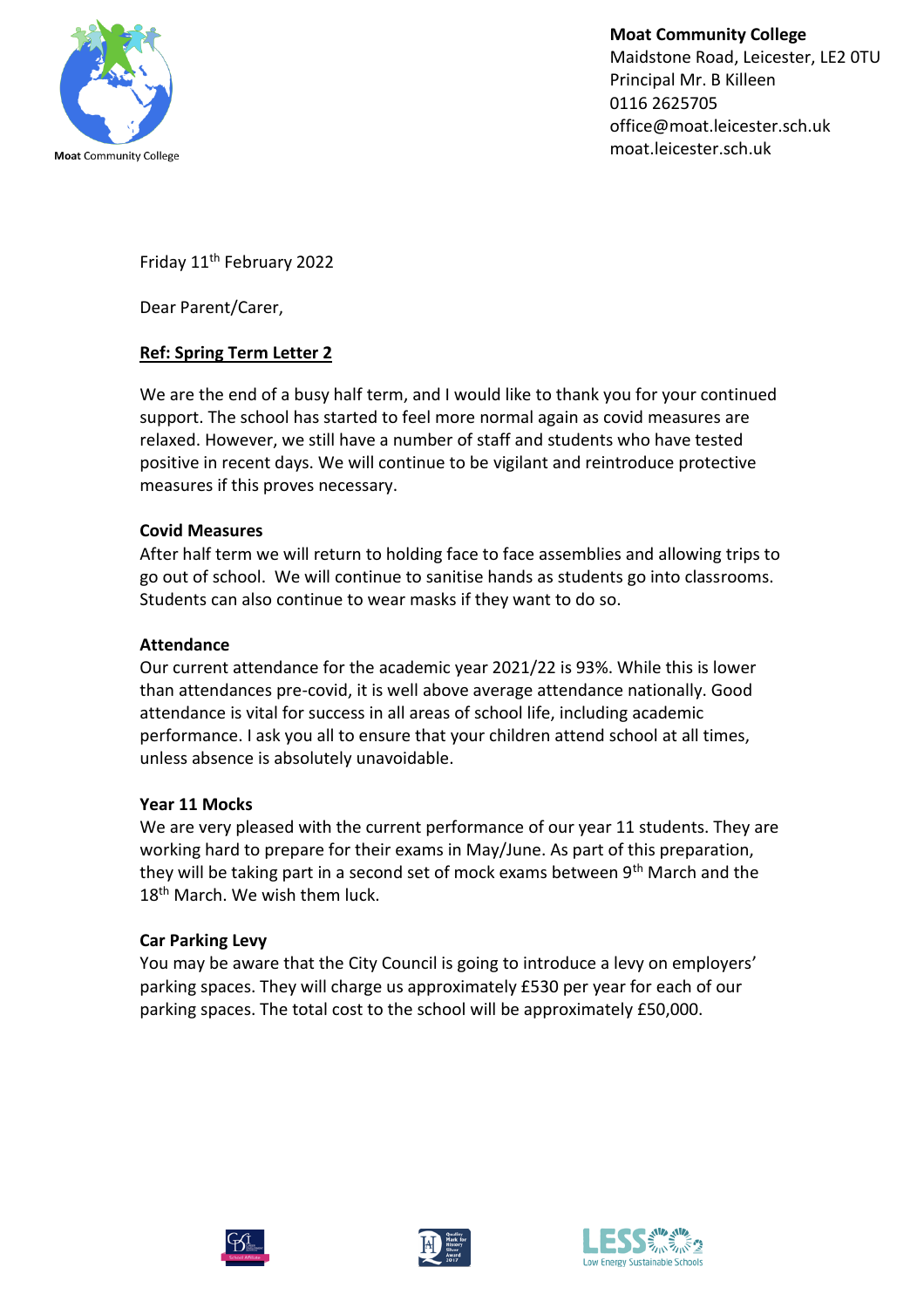**Moat Community College**
Maidstone Road, Leicester, LE2 0TU
Principal Mr. B Killeen
0116 2625705
office@moat.leicester.sch.uk
moat.leicester.sch.uk

Friday 11th February 2022

Dear Parent/Carer,

**Ref: Spring Term Letter 2**

We are the end of a busy half term, and I would like to thank you for your continued support. The school has started to feel more normal again as covid measures are relaxed. However, we still have a number of staff and students who have tested positive in recent days. We will continue to be vigilant and reintroduce protective measures if this proves necessary.

**Covid Measures**
After half term we will return to holding face to face assemblies and allowing trips to go out of school. We will continue to sanitise hands as students go into classrooms. Students can also continue to wear masks if they want to do so.

**Attendance**
Our current attendance for the academic year 2021/22 is 93%. While this is lower than attendances pre-covid, it is well above average attendance nationally. Good attendance is vital for success in all areas of school life, including academic performance. I ask you all to ensure that your children attend school at all times, unless absence is absolutely unavoidable.

**Year 11 Mocks**
We are very pleased with the current performance of our year 11 students. They are working hard to prepare for their exams in May/June. As part of this preparation, they will be taking part in a second set of mock exams between 9th March and the 18th March. We wish them luck.

**Car Parking Levy**
You may be aware that the City Council is going to introduce a levy on employers' parking spaces. They will charge us approximately £530 per year for each of our parking spaces. The total cost to the school will be approximately £50,000.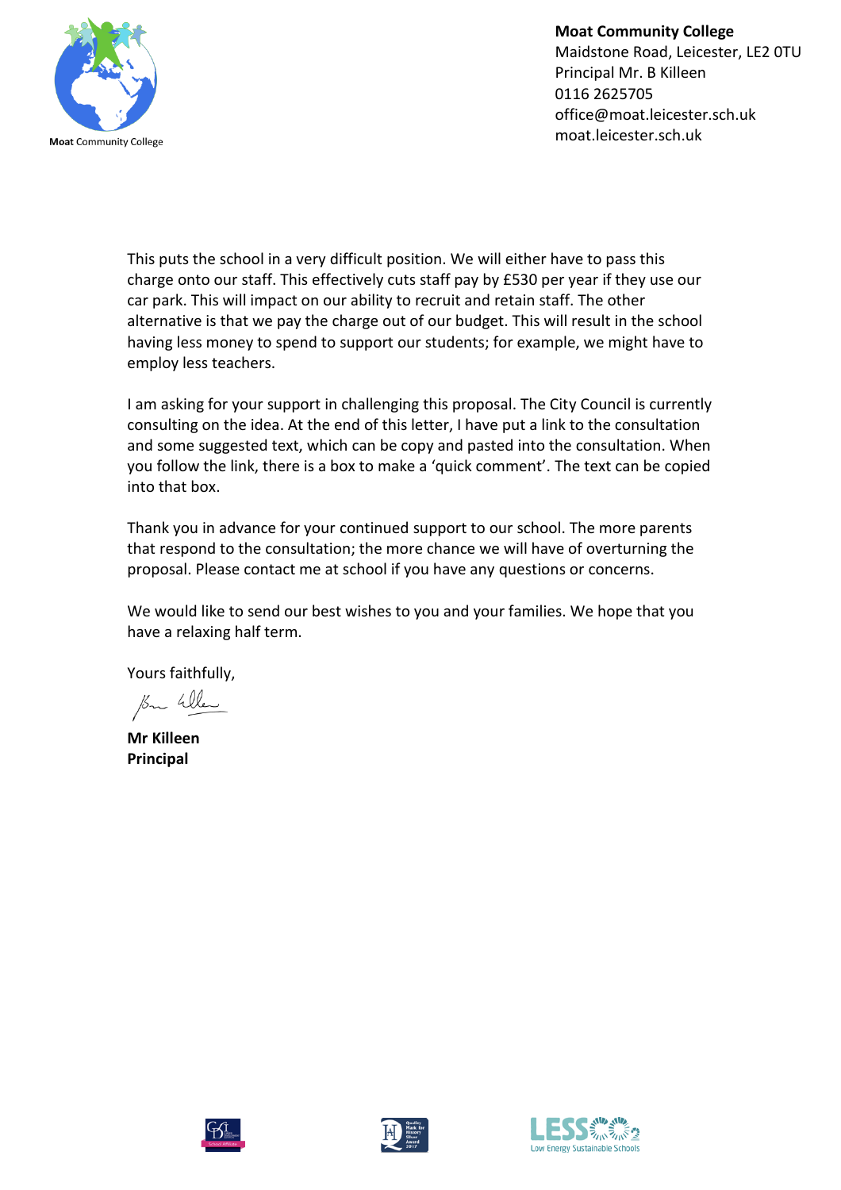**Moat Community College**
Maidstone Road, Leicester, LE2 0TU
Principal Mr. B Killeen
0116 2625705
office@moat.leicester.sch.uk
moat.leicester.sch.uk

This puts the school in a very difficult position. We will either have to pass this charge onto our staff. This effectively cuts staff pay by £530 per year if they use our car park. This will impact on our ability to recruit and retain staff. The other alternative is that we pay the charge out of our budget. This will result in the school having less money to spend to support our students; for example, we might have to employ less teachers.

I am asking for your support in challenging this proposal. The City Council is currently consulting on the idea. At the end of this letter, I have put a link to the consultation and some suggested text, which can be copy and pasted into the consultation. When you follow the link, there is a box to make a 'quick comment'. The text can be copied into that box.

Thank you in advance for your continued support to our school. The more parents that respond to the consultation; the more chance we will have of overturning the proposal. Please contact me at school if you have any questions or concerns.

We would like to send our best wishes to you and your families. We hope that you have a relaxing half term.

Yours faithfully,

**Mr Killeen**
**Principal**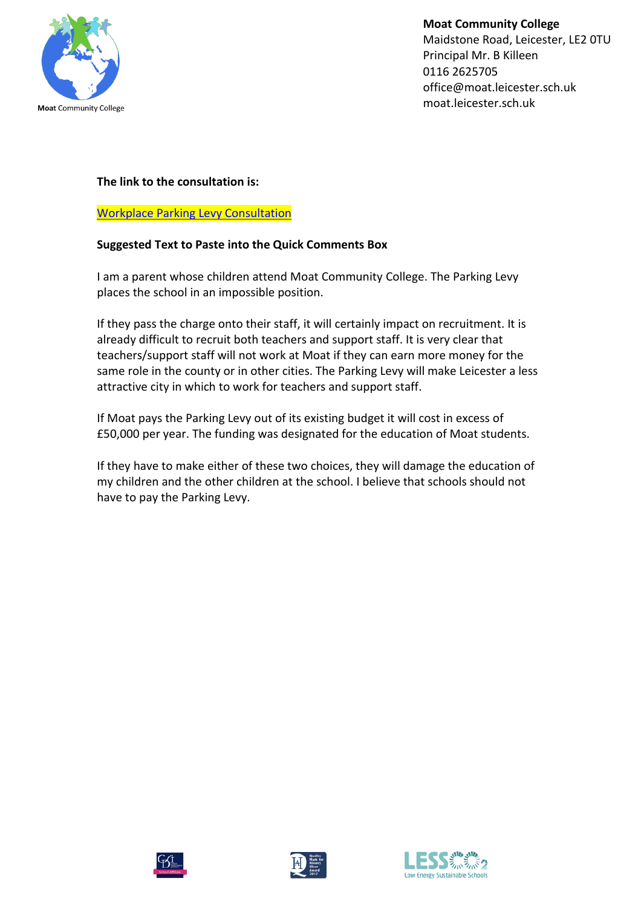**Moat Community College**
Maidstone Road, Leicester, LE2 0TU
Principal Mr. B Killeen
0116 2625705
office@moat.leicester.sch.uk
moat.leicester.sch.uk

**The link to the consultation is:**

Workplace Parking Levy Consultation

**Suggested Text to Paste into the Quick Comments Box**

I am a parent whose children attend Moat Community College. The Parking Levy places the school in an impossible position.

If they pass the charge onto their staff, it will certainly impact on recruitment. It is already difficult to recruit both teachers and support staff. It is very clear that teachers/support staff will not work at Moat if they can earn more money for the same role in the county or in other cities. The Parking Levy will make Leicester a less attractive city in which to work for teachers and support staff.

If Moat pays the Parking Levy out of its existing budget it will cost in excess of £50,000 per year. The funding was designated for the education of Moat students.

If they have to make either of these two choices, they will damage the education of my children and the other children at the school. I believe that schools should not have to pay the Parking Levy.